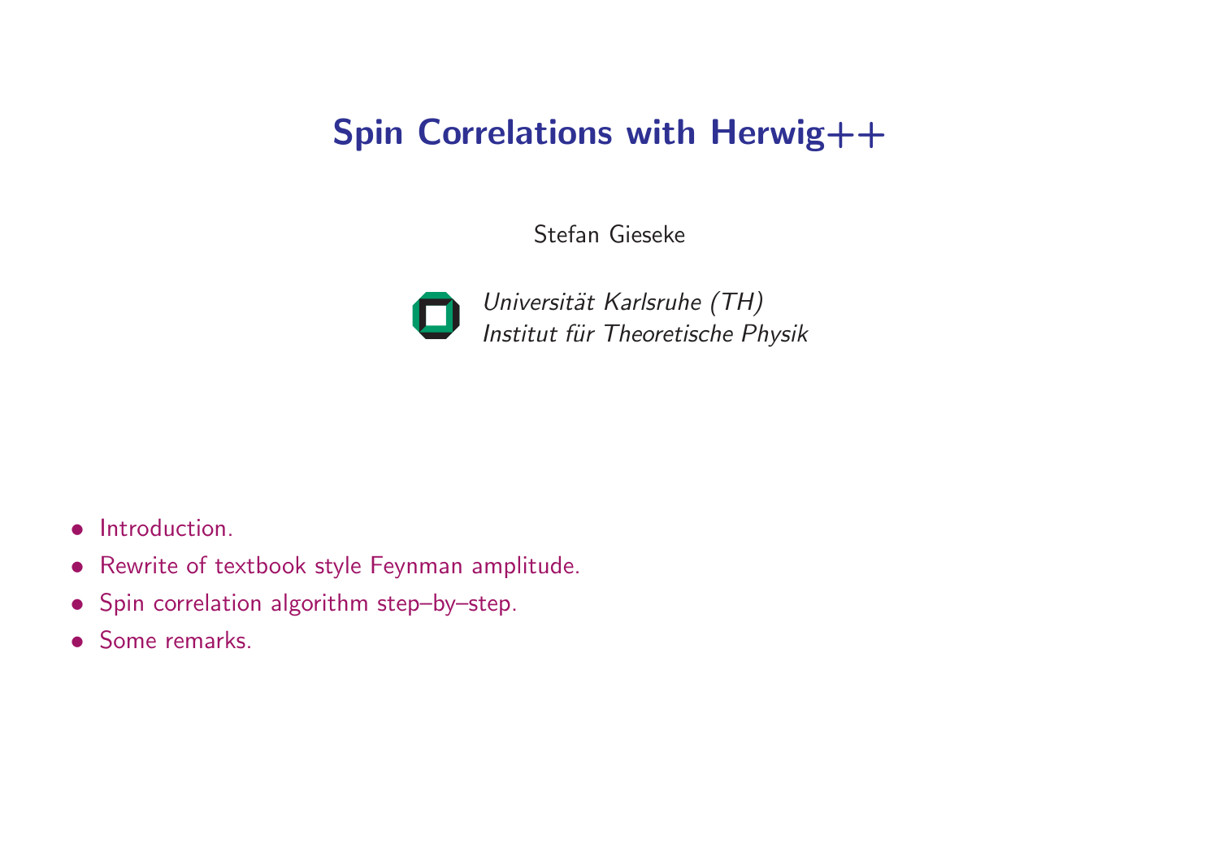# Spin Correlations with Herwig++

Stefan Gieseke

*Universität Karlsruhe (TH)*
*Institut für Theoretische Physik*

- Introduction.
- Rewrite of textbook style Feynman amplitude.
- Spin correlation algorithm step–by–step.
- Some remarks.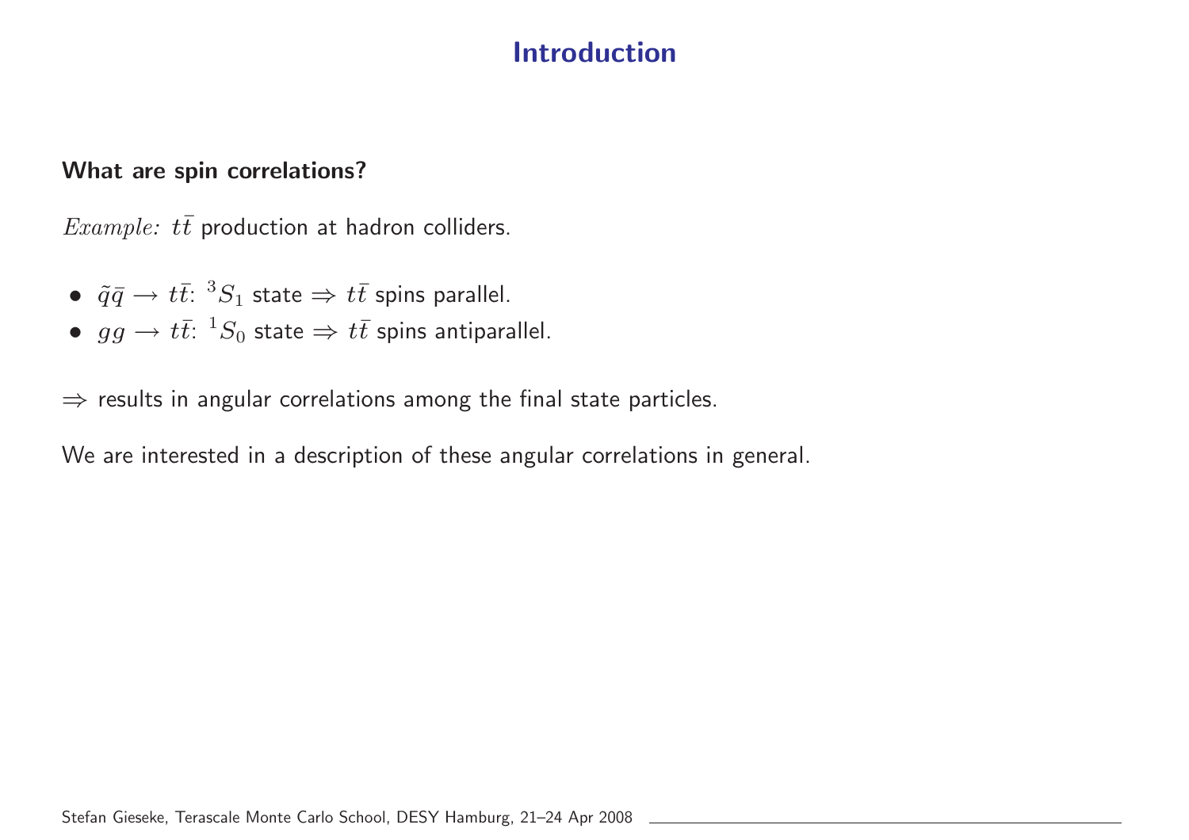# Introduction

**What are spin correlations?**

*Example:* $t\bar{t}$ production at hadron colliders.

- $\tilde{q}\bar{q} \to t\bar{t}$: ${}^3S_1$ state $\Rightarrow$ $t\bar{t}$ spins parallel.
- $gg \to t\bar{t}$: ${}^1S_0$ state $\Rightarrow$ $t\bar{t}$ spins antiparallel.

$\Rightarrow$ results in angular correlations among the final state particles.

We are interested in a description of these angular correlations in general.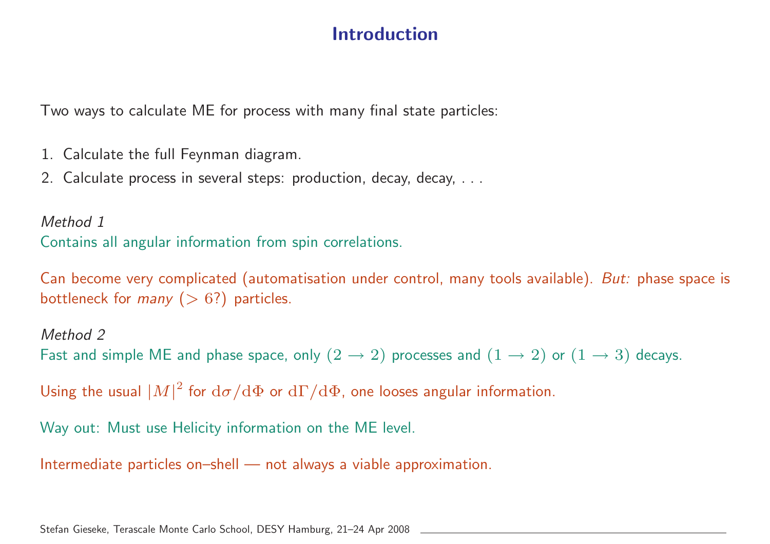# Introduction

Two ways to calculate ME for process with many final state particles:

1. Calculate the full Feynman diagram.
2. Calculate process in several steps: production, decay, decay, . . .

*Method 1*

Contains all angular information from spin correlations.

Can become very complicated (automatisation under control, many tools available). *But:* phase space is bottleneck for *many* ($> 6?$) particles.

*Method 2*

Fast and simple ME and phase space, only $(2 \longrightarrow 2)$ processes and $(1 \longrightarrow 2)$ or $(1 \longrightarrow 3)$ decays.

Using the usual $|M|^2$ for $\mathrm{d}\sigma/\mathrm{d}\Phi$ or $\mathrm{d}\Gamma/\mathrm{d}\Phi$, one looses angular information.

Way out: Must use Helicity information on the ME level.

Intermediate particles on–shell — not always a viable approximation.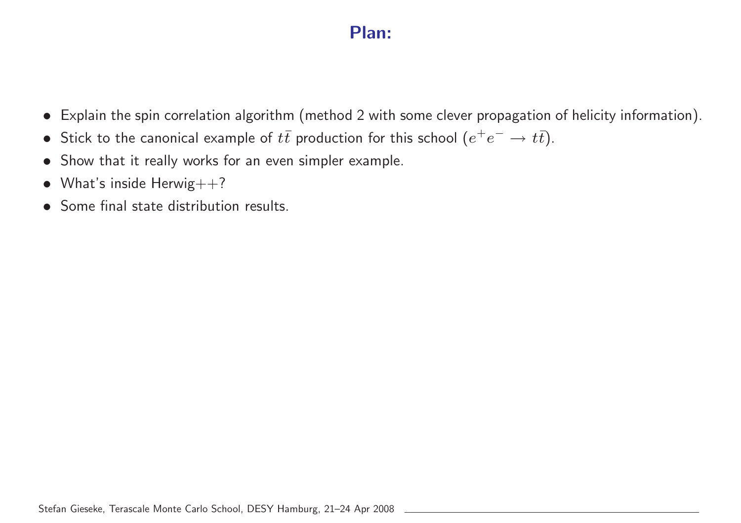# Plan:

- Explain the spin correlation algorithm (method 2 with some clever propagation of helicity information).
- Stick to the canonical example of $t\bar{t}$ production for this school ($e^+e^- \to t\bar{t}$).
- Show that it really works for an even simpler example.
- What's inside Herwig++?
- Some final state distribution results.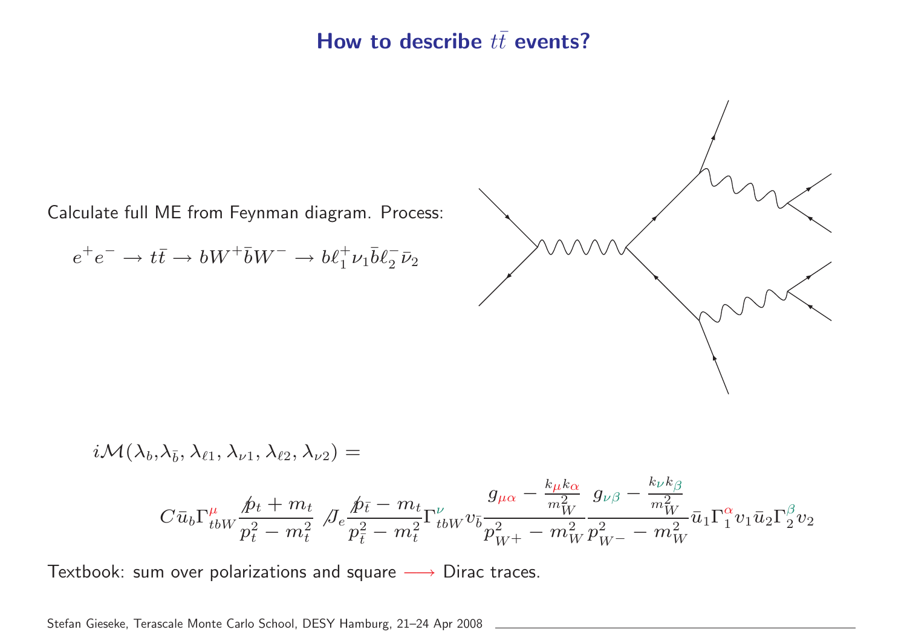## How to describe $t\bar{t}$ events?

Calculate full ME from Feynman diagram. Process:

$$e^+e^- \to t\bar{t} \to bW^+\bar{b}W^- \to b\ell_1^+\nu_1\bar{b}\ell_2^-\bar{\nu}_2$$

$$i\mathcal{M}(\lambda_b, \lambda_{\bar{b}}, \lambda_{\ell 1}, \lambda_{\nu 1}, \lambda_{\ell 2}, \lambda_{\nu 2}) =$$

$$C\bar{u}_b\Gamma^{\mu}_{tbW}\frac{\not{p}_t + m_t}{p_t^2 - m_t^2}\not{J}_e\frac{\not{p}_{\bar{t}} - m_t}{p_{\bar{t}}^2 - m_t^2}\Gamma^{\nu}_{tbW}v_{\bar{b}}\frac{g_{\mu\alpha} - \frac{k_\mu k_\alpha}{m_W^2}}{p_{W^+}^2 - m_W^2}\frac{g_{\nu\beta} - \frac{k_\nu k_\beta}{m_W^2}}{p_{W^-}^2 - m_W^2}\bar{u}_1\Gamma_1^{\alpha}v_1\bar{u}_2\Gamma_2^{\beta}v_2$$

Textbook: sum over polarizations and square $\longrightarrow$ Dirac traces.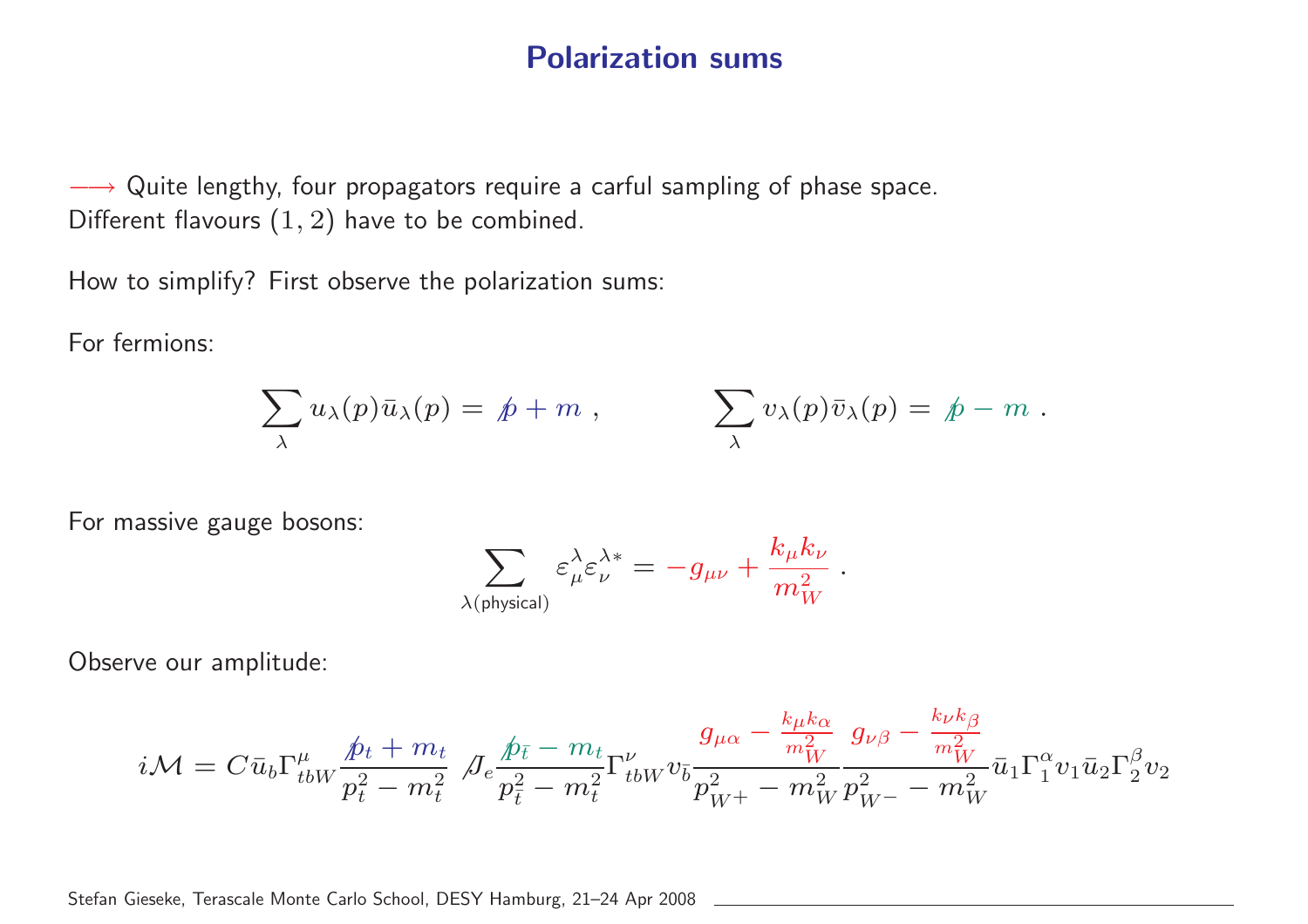# Polarization sums

$\longrightarrow$ Quite lengthy, four propagators require a carful sampling of phase space. Different flavours $(1,2)$ have to be combined.

How to simplify? First observe the polarization sums:

For fermions:

$$\sum_\lambda u_\lambda(p)\bar{u}_\lambda(p) = \not{p} + m \;, \qquad\qquad \sum_\lambda v_\lambda(p)\bar{v}_\lambda(p) = \not{p} - m \;.$$

For massive gauge bosons:

$$\sum_{\lambda(\text{physical})} \varepsilon_\mu^\lambda \varepsilon_\nu^{\lambda *} = -g_{\mu\nu} + \frac{k_\mu k_\nu}{m_W^2} \;.$$

Observe our amplitude:

$$i\mathcal{M} = C\bar{u}_b \Gamma^\mu_{tbW} \frac{\not{p}_t + m_t}{p_t^2 - m_t^2} \not{J}_e \frac{\not{p}_{\bar{t}} - m_t}{p_{\bar{t}}^2 - m_t^2} \Gamma^\nu_{tbW} v_{\bar{b}} \frac{g_{\mu\alpha} - \frac{k_\mu k_\alpha}{m_W^2}}{p_{W^+}^2 - m_W^2} \frac{g_{\nu\beta} - \frac{k_\nu k_\beta}{m_W^2}}{p_{W^-}^2 - m_W^2} \bar{u}_1 \Gamma_1^\alpha v_1 \bar{u}_2 \Gamma_2^\beta v_2$$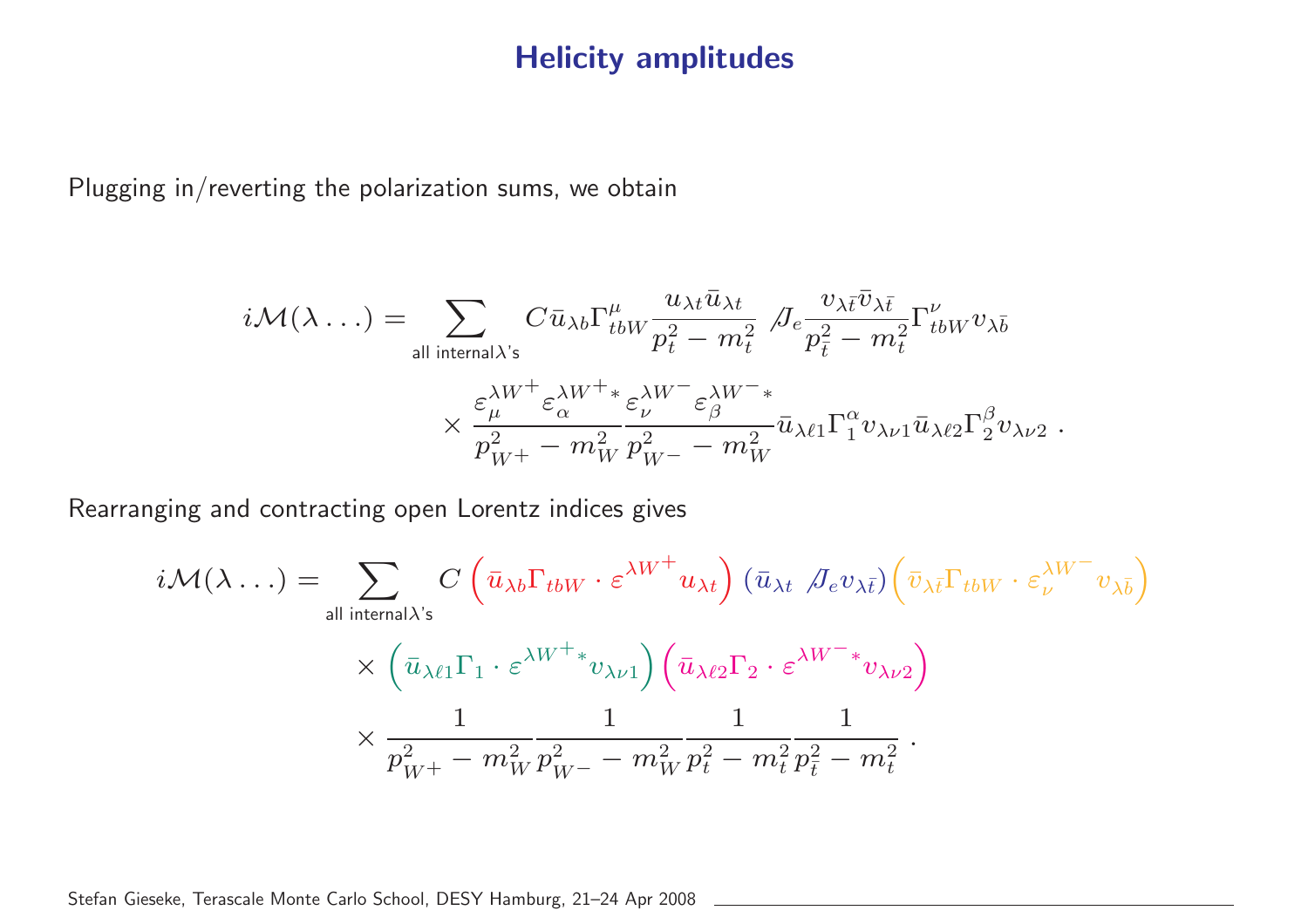## Helicity amplitudes

Plugging in/reverting the polarization sums, we obtain

$$
i\mathcal{M}(\lambda \ldots) = \sum_{\text{all internal}\lambda\text{'s}} C \bar{u}_{\lambda b} \Gamma^{\mu}_{tbW} \frac{u_{\lambda t} \bar{u}_{\lambda t}}{p_t^2 - m_t^2} \not{J}_e \frac{v_{\lambda \bar{t}} \bar{v}_{\lambda \bar{t}}}{p_{\bar{t}}^2 - m_t^2} \Gamma^{\nu}_{tbW} v_{\lambda \bar{b}}
$$

$$
\times \frac{\varepsilon^{\lambda W^+}_{\mu} \varepsilon^{\lambda W^+ *}_{\alpha}}{p_{W^+}^2 - m_W^2} \frac{\varepsilon^{\lambda W^-}_{\nu} \varepsilon^{\lambda W^- *}_{\beta}}{p_{W^-}^2 - m_W^2} \bar{u}_{\lambda \ell 1} \Gamma^{\alpha}_1 v_{\lambda \nu 1} \bar{u}_{\lambda \ell 2} \Gamma^{\beta}_2 v_{\lambda \nu 2} \ .
$$

Rearranging and contracting open Lorentz indices gives

$$
i\mathcal{M}(\lambda \ldots) = \sum_{\text{all internal}\lambda\text{'s}} C \left( \bar{u}_{\lambda b} \Gamma_{tbW} \cdot \varepsilon^{\lambda W^+} u_{\lambda t} \right) \left( \bar{u}_{\lambda t} \not{J}_e v_{\lambda \bar{t}} \right) \left( \bar{v}_{\lambda \bar{t}} \Gamma_{tbW} \cdot \varepsilon^{\lambda W^-}_{\nu} v_{\lambda \bar{b}} \right)
$$

$$
\times \left( \bar{u}_{\lambda \ell 1} \Gamma_1 \cdot \varepsilon^{\lambda W^+ *} v_{\lambda \nu 1} \right) \left( \bar{u}_{\lambda \ell 2} \Gamma_2 \cdot \varepsilon^{\lambda W^- *} v_{\lambda \nu 2} \right)
$$

$$
\times \frac{1}{p_{W^+}^2 - m_W^2} \frac{1}{p_{W^-}^2 - m_W^2} \frac{1}{p_t^2 - m_t^2} \frac{1}{p_{\bar{t}}^2 - m_t^2} \ .
$$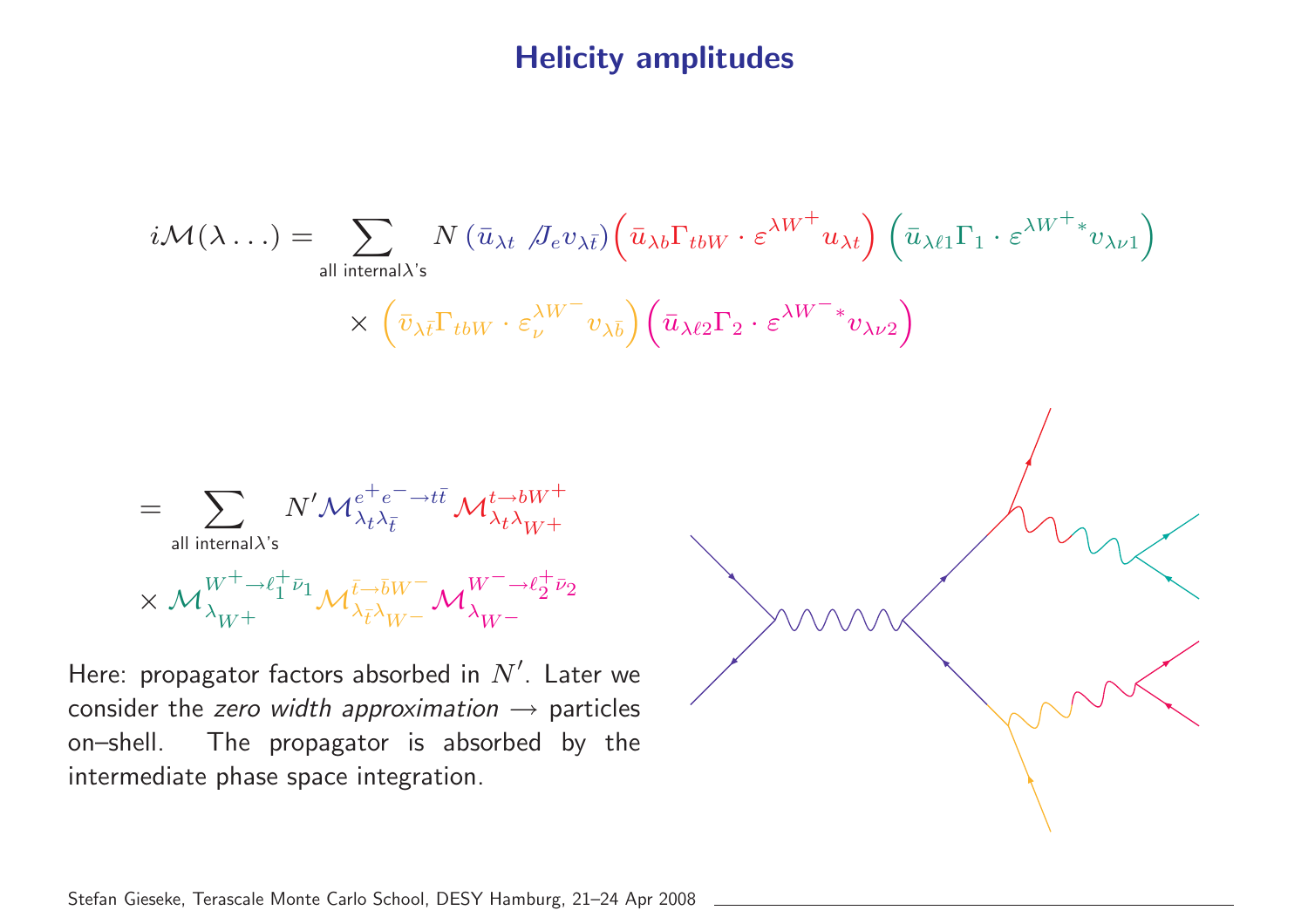# Helicity amplitudes

$$
i\mathcal{M}(\lambda\ldots) = \sum_{\text{all internal}\lambda\text{'s}} N\,(\bar{u}_{\lambda t}\ \not{J}_e v_{\lambda\bar{t}})\Big(\bar{u}_{\lambda b}\Gamma_{tbW}\cdot\varepsilon^{\lambda W^+}u_{\lambda t}\Big)\ \Big(\bar{u}_{\lambda\ell 1}\Gamma_1\cdot\varepsilon^{\lambda W^+ *}v_{\lambda\nu 1}\Big)
$$

$$
\times\ \Big(\bar{v}_{\lambda\bar{t}}\Gamma_{tbW}\cdot\varepsilon_{\nu}^{\lambda W^-}v_{\lambda\bar{b}}\Big)\Big(\bar{u}_{\lambda\ell 2}\Gamma_2\cdot\varepsilon^{\lambda W^- *}v_{\lambda\nu 2}\Big)
$$

$$
= \sum_{\text{all internal}\lambda\text{'s}} N'\mathcal{M}^{e^+e^-\to t\bar{t}}_{\lambda_t\lambda_{\bar{t}}}\mathcal{M}^{t\to bW^+}_{\lambda_t\lambda_{W^+}}
$$

$$
\times\ \mathcal{M}^{W^+\to\ell_1^+\bar{\nu}_1}_{\lambda_{W^+}}\mathcal{M}^{\bar{t}\to\bar{b}W^-}_{\lambda_{\bar{t}}\lambda_{W^-}}\mathcal{M}^{W^-\to\ell_2^+\bar{\nu}_2}_{\lambda_{W^-}}
$$

Here: propagator factors absorbed in $N'$. Later we consider the *zero width approximation* $\longrightarrow$ particles on–shell. The propagator is absorbed by the intermediate phase space integration.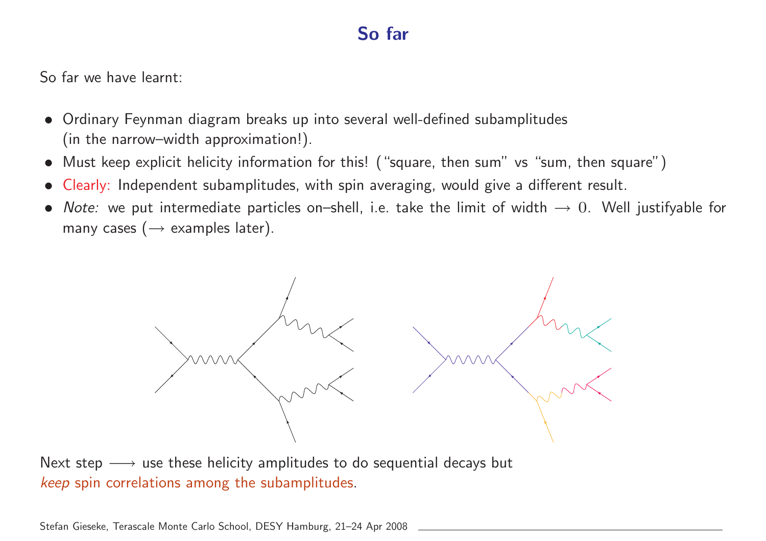# So far

So far we have learnt:

- Ordinary Feynman diagram breaks up into several well-defined subamplitudes (in the narrow–width approximation!).
- Must keep explicit helicity information for this! ("square, then sum" vs "sum, then square")
- Clearly: Independent subamplitudes, with spin averaging, would give a different result.
- *Note:* we put intermediate particles on–shell, i.e. take the limit of width $\rightarrow 0$. Well justifyable for many cases ($\rightarrow$ examples later).

Next step $\longrightarrow$ use these helicity amplitudes to do sequential decays but *keep* spin correlations among the subamplitudes.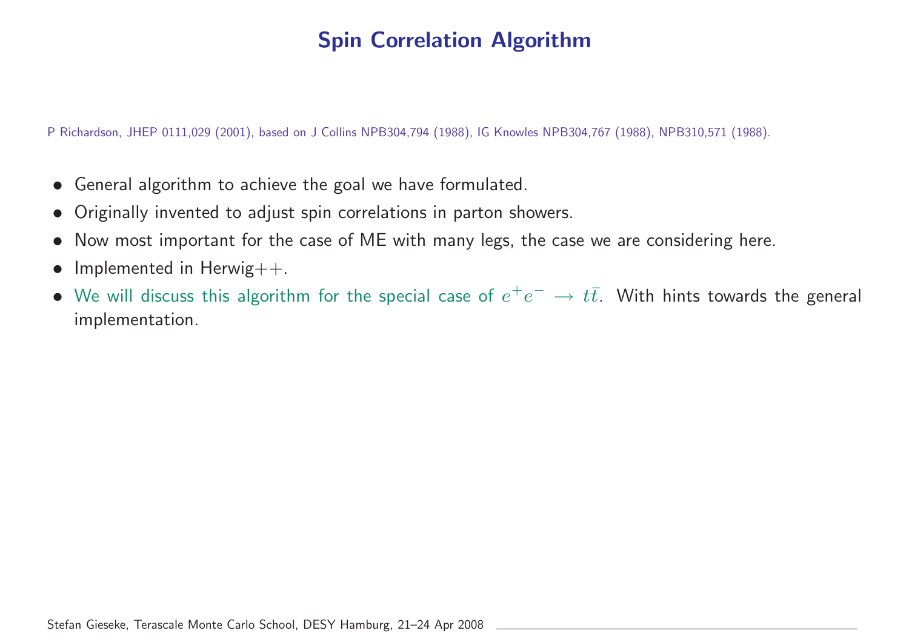# Spin Correlation Algorithm

P Richardson, JHEP 0111,029 (2001), based on J Collins NPB304,794 (1988), IG Knowles NPB304,767 (1988), NPB310,571 (1988).

- General algorithm to achieve the goal we have formulated.
- Originally invented to adjust spin correlations in parton showers.
- Now most important for the case of ME with many legs, the case we are considering here.
- Implemented in Herwig++.
- We will discuss this algorithm for the special case of $e^+e^- \to t\bar{t}$. With hints towards the general implementation.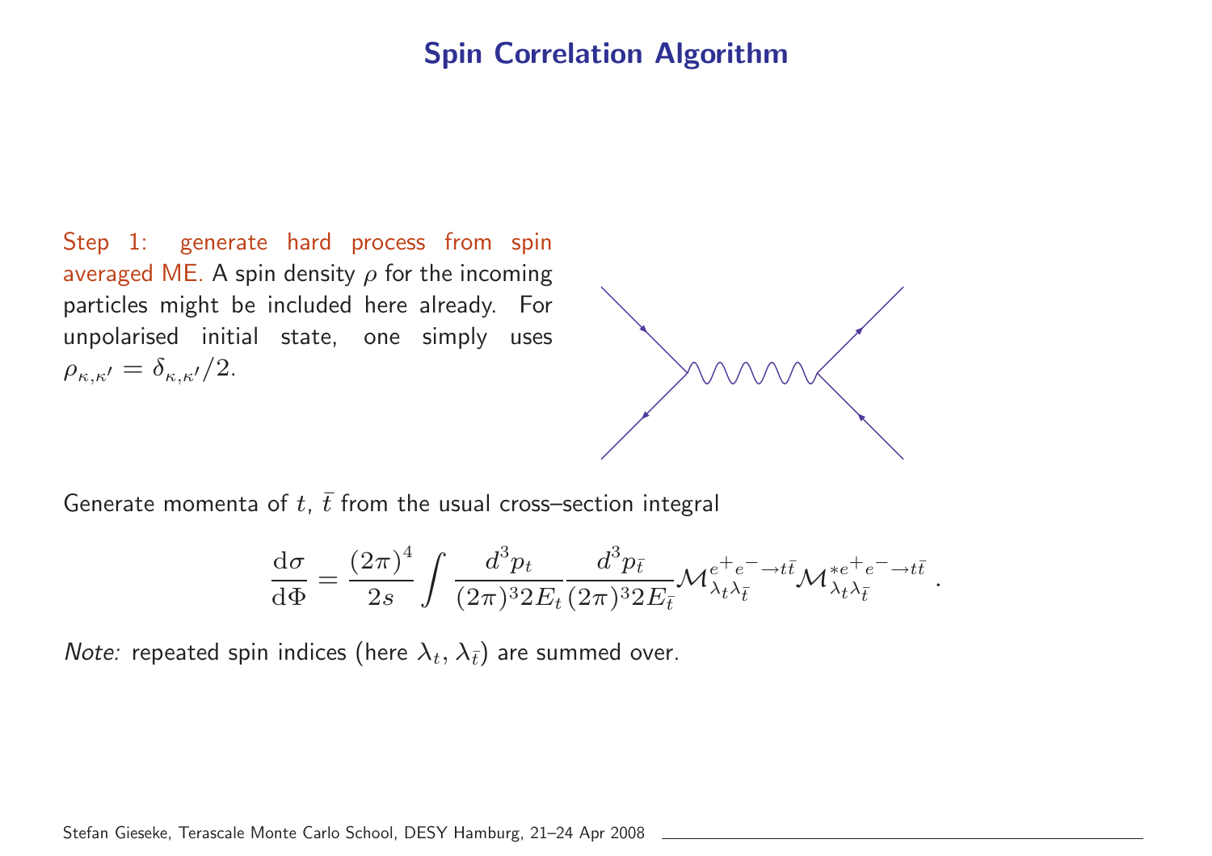# Spin Correlation Algorithm

Step 1: generate hard process from spin averaged ME. A spin density $\rho$ for the incoming particles might be included here already. For unpolarised initial state, one simply uses $\rho_{\kappa,\kappa'} = \delta_{\kappa,\kappa'}/2$.

Generate momenta of $t$, $\bar{t}$ from the usual cross–section integral

$$\frac{\mathrm{d}\sigma}{\mathrm{d}\Phi} = \frac{(2\pi)^4}{2s} \int \frac{d^3 p_t}{(2\pi)^3 2E_t} \frac{d^3 p_{\bar{t}}}{(2\pi)^3 2E_{\bar{t}}} \mathcal{M}^{e^+e^-\to t\bar{t}}_{\lambda_t \lambda_{\bar{t}}} \mathcal{M}^{*e^+e^-\to t\bar{t}}_{\lambda_t \lambda_{\bar{t}}} \, .$$

*Note:* repeated spin indices (here $\lambda_t$, $\lambda_{\bar{t}}$) are summed over.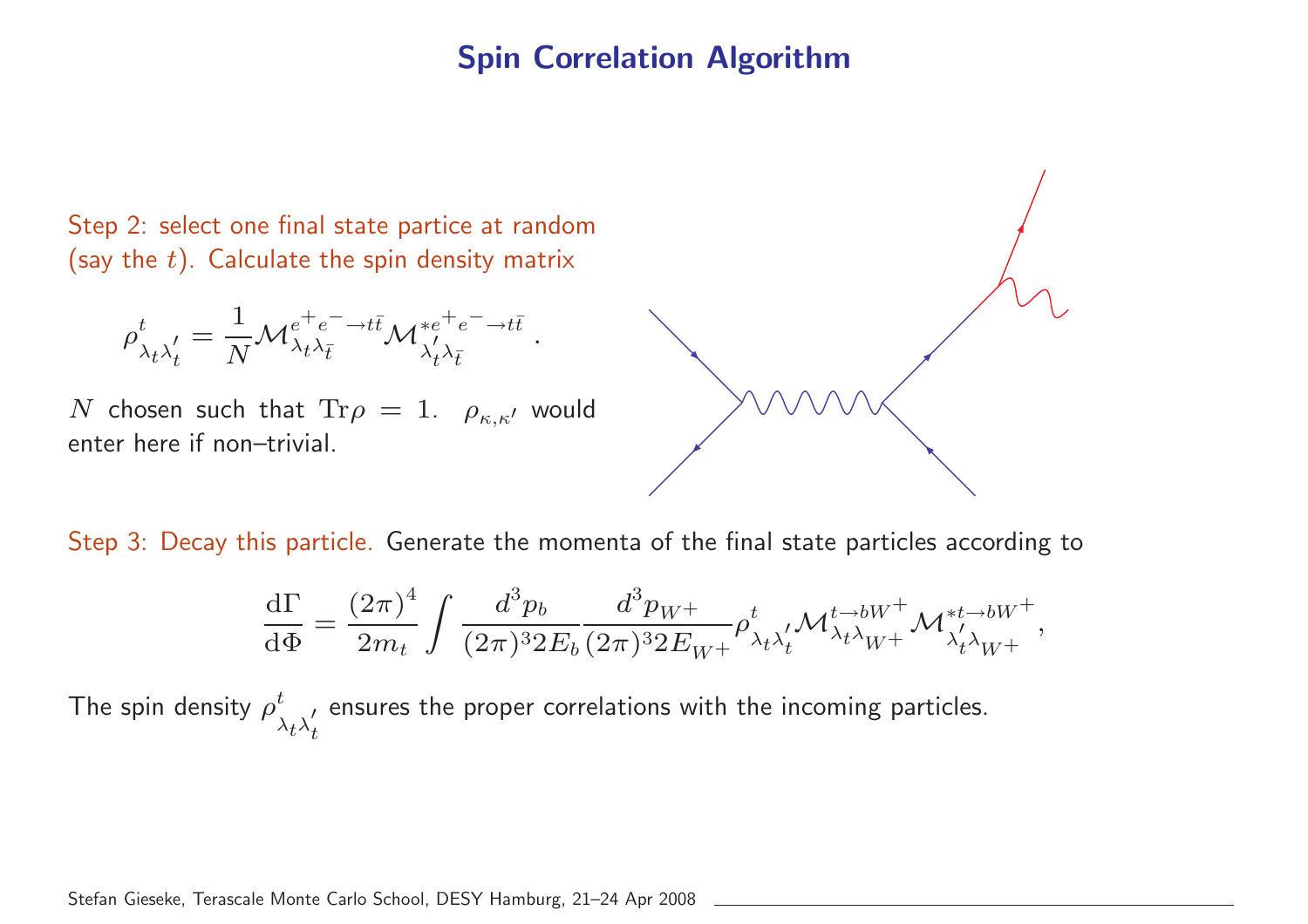# Spin Correlation Algorithm

Step 2: select one final state partice at random (say the $t$). Calculate the spin density matrix

$$\rho^t_{\lambda_t \lambda'_t} = \frac{1}{N} \mathcal{M}^{e^+e^- \to t\bar{t}}_{\lambda_t \lambda_{\bar{t}}} \mathcal{M}^{*e^+e^- \to t\bar{t}}_{\lambda'_t \lambda_{\bar{t}}} .$$

$N$ chosen such that $\mathrm{Tr}\rho = 1$. $\rho_{\kappa,\kappa'}$ would enter here if non–trivial.

Step 3: Decay this particle. Generate the momenta of the final state particles according to

$$\frac{\mathrm{d}\Gamma}{\mathrm{d}\Phi} = \frac{(2\pi)^4}{2m_t} \int \frac{d^3 p_b}{(2\pi)^3 2E_b} \frac{d^3 p_{W^+}}{(2\pi)^3 2E_{W^+}} \rho^t_{\lambda_t \lambda'_t} \mathcal{M}^{t \to bW^+}_{\lambda_t \lambda_{W^+}} \mathcal{M}^{*t \to bW^+}_{\lambda'_t \lambda_{W^+}} ,$$

The spin density $\rho^t_{\lambda_t \lambda'_t}$ ensures the proper correlations with the incoming particles.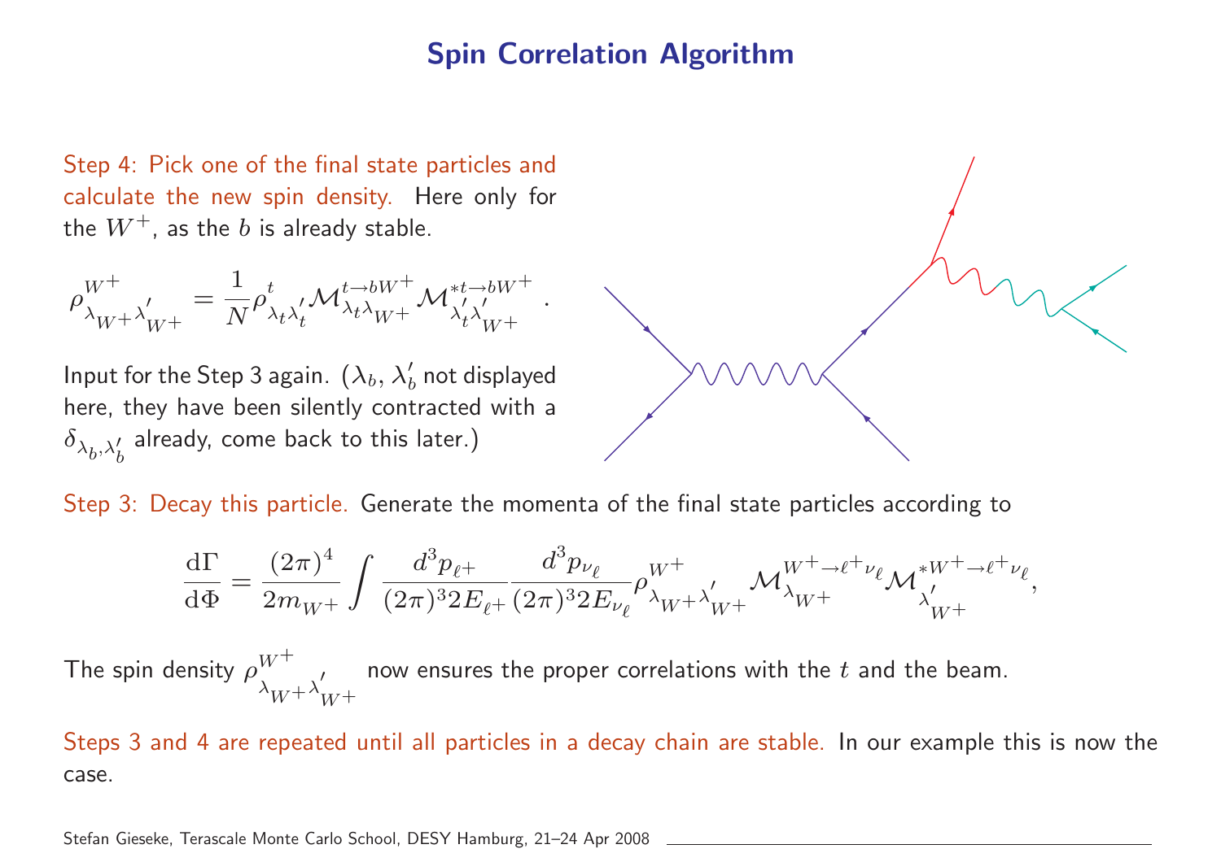# Spin Correlation Algorithm

Step 4: Pick one of the final state particles and calculate the new spin density. Here only for the $W^+$, as the $b$ is already stable.

$$\rho^{W^+}_{\lambda_{W^+}\lambda'_{W^+}} = \frac{1}{N}\rho^{t}_{\lambda_t\lambda'_t}\mathcal{M}^{t\to bW^+}_{\lambda_t\lambda_{W^+}}\mathcal{M}^{*t\to bW^+}_{\lambda'_t\lambda'_{W^+}} \, .$$

Input for the Step 3 again. ($\lambda_b$, $\lambda'_b$ not displayed here, they have been silently contracted with a $\delta_{\lambda_b,\lambda'_b}$ already, come back to this later.)

Step 3: Decay this particle. Generate the momenta of the final state particles according to

$$\frac{\mathrm{d}\Gamma}{\mathrm{d}\Phi} = \frac{(2\pi)^4}{2m_{W^+}}\int\frac{d^3p_{\ell^+}}{(2\pi)^3 2E_{\ell^+}}\frac{d^3p_{\nu_\ell}}{(2\pi)^3 2E_{\nu_\ell}}\rho^{W^+}_{\lambda_{W^+}\lambda'_{W^+}}\mathcal{M}^{W^+\to\ell^+\nu_\ell}_{\lambda_{W^+}}\mathcal{M}^{*W^+\to\ell^+\nu_\ell}_{\lambda'_{W^+}},$$

The spin density $\rho^{W^+}_{\lambda_{W^+}\lambda'_{W^+}}$ now ensures the proper correlations with the $t$ and the beam.

Steps 3 and 4 are repeated until all particles in a decay chain are stable. In our example this is now the case.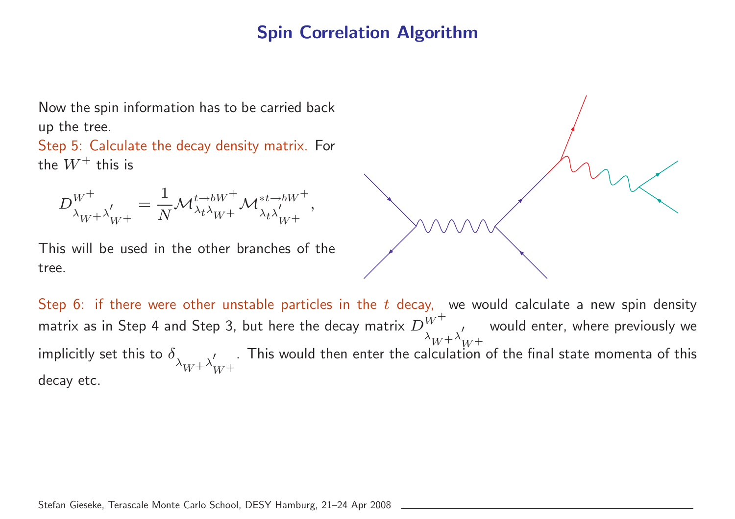# Spin Correlation Algorithm

Now the spin information has to be carried back up the tree.

Step 5: Calculate the decay density matrix. For the $W^+$ this is

$$D^{W^+}_{\lambda_{W^+}\lambda'_{W^+}} = \frac{1}{N}\mathcal{M}^{t\to bW^+}_{\lambda_t\lambda_{W^+}}\mathcal{M}^{*t\to bW^+}_{\lambda_t\lambda'_{W^+}},$$

This will be used in the other branches of the tree.

Step 6: if there were other unstable particles in the $t$ decay, we would calculate a new spin density matrix as in Step 4 and Step 3, but here the decay matrix $D^{W^+}_{\lambda_{W^+}\lambda'_{W^+}}$ would enter, where previously we implicitly set this to $\delta_{\lambda_{W^+}\lambda'_{W^+}}$. This would then enter the calculation of the final state momenta of this decay etc.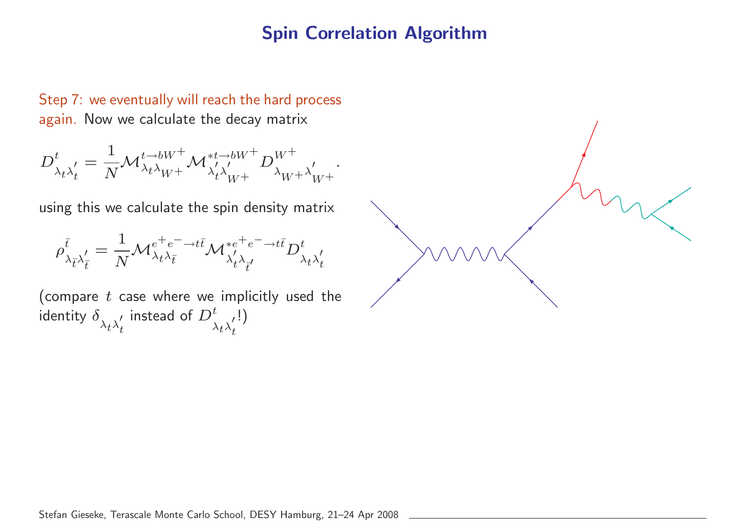# Spin Correlation Algorithm

Step 7: we eventually will reach the hard process again. Now we calculate the decay matrix

$$D^{t}_{\lambda_t \lambda'_t} = \frac{1}{N} \mathcal{M}^{t\to bW^+}_{\lambda_t \lambda_{W^+}} \mathcal{M}^{*t\to bW^+}_{\lambda'_t \lambda'_{W^+}} D^{W^+}_{\lambda_{W^+} \lambda'_{W^+}}.$$

using this we calculate the spin density matrix

$$\rho^{\bar{t}}_{\lambda_{\bar{t}} \lambda'_{\bar{t}}} = \frac{1}{N} \mathcal{M}^{e^+e^-\to t\bar{t}}_{\lambda_t \lambda_{\bar{t}}} \mathcal{M}^{*e^+e^-\to t\bar{t}}_{\lambda'_t \lambda_{\bar{t}'}} D^{t}_{\lambda_t \lambda'_t}$$

(compare $t$ case where we implicitly used the identity $\delta_{\lambda_t \lambda'_t}$ instead of $D^{t}_{\lambda_t \lambda'_t}$!)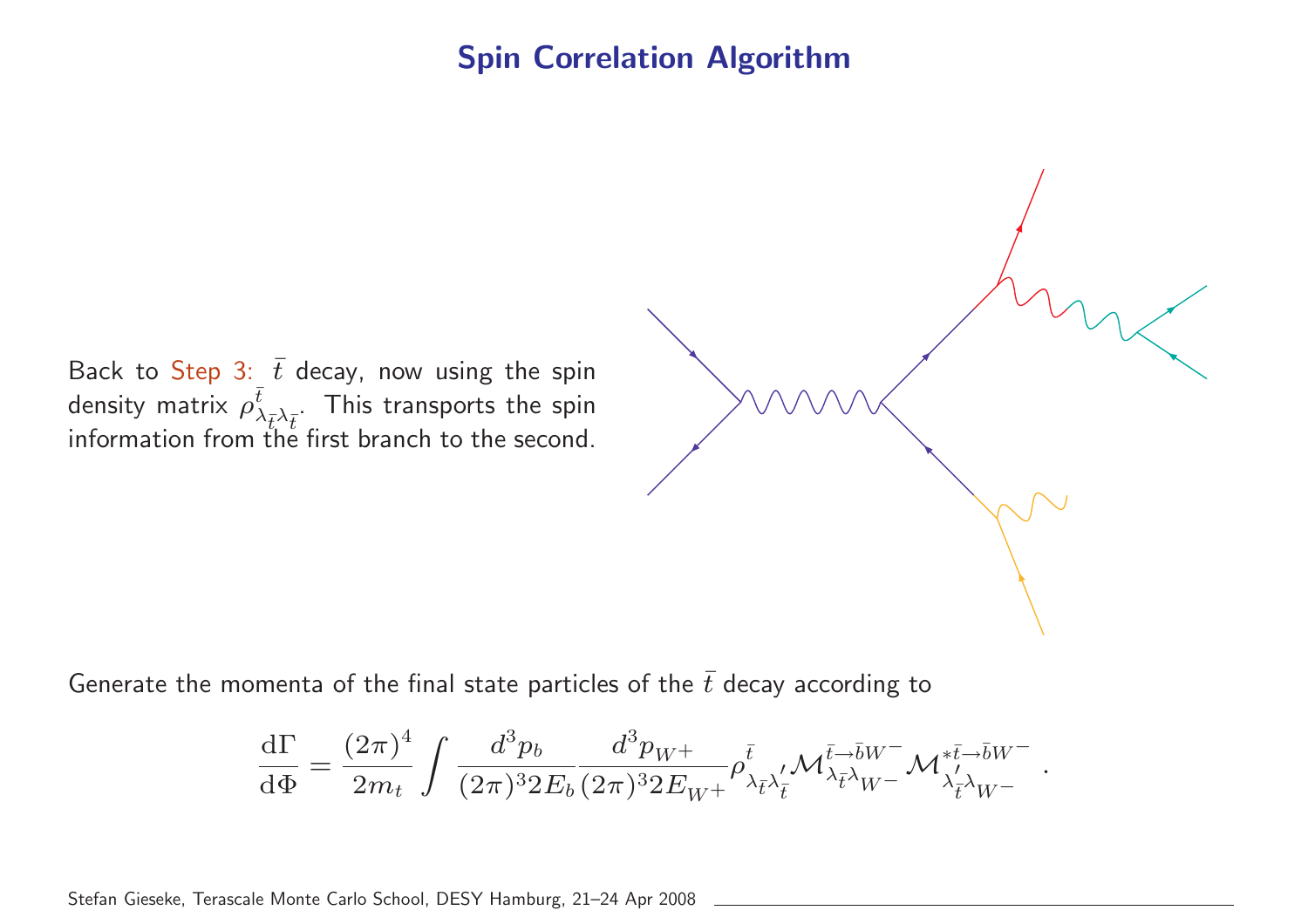# Spin Correlation Algorithm

Back to Step 3: $\bar{t}$ decay, now using the spin density matrix $\rho^{\bar{t}}_{\lambda_{\bar{t}}\lambda_{\bar{t}}}$. This transports the spin information from the first branch to the second.

Generate the momenta of the final state particles of the $\bar{t}$ decay according to

$$\frac{\mathrm{d}\Gamma}{\mathrm{d}\Phi} = \frac{(2\pi)^4}{2m_t} \int \frac{d^3p_b}{(2\pi)^3 2E_b} \frac{d^3p_{W+}}{(2\pi)^3 2E_{W^+}} \rho^{\bar{t}}_{\lambda_{\bar{t}}\lambda'_{\bar{t}}} \mathcal{M}^{\bar{t}\to\bar{b}W^-}_{\lambda_{\bar{t}}\lambda_{W^-}} \mathcal{M}^{*\bar{t}\to\bar{b}W^-}_{\lambda'_{\bar{t}}\lambda_{W^-}} .$$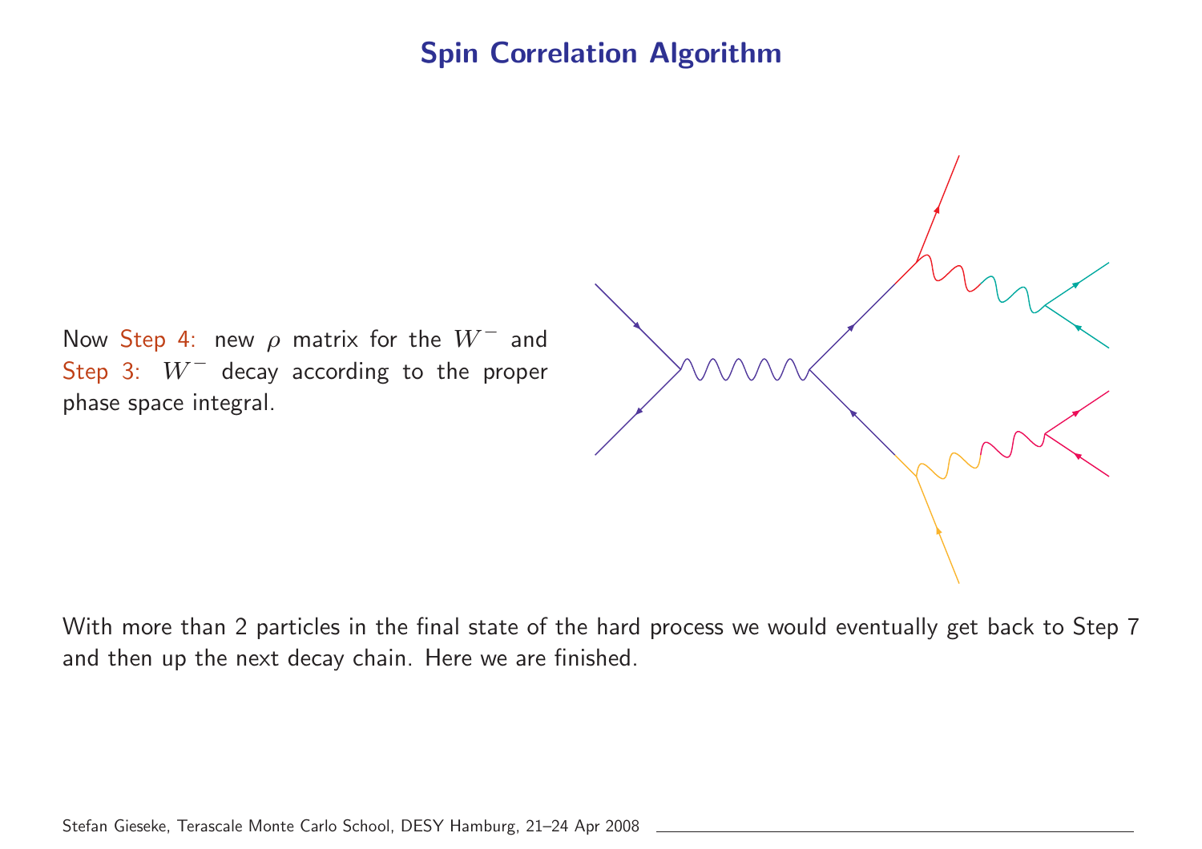# Spin Correlation Algorithm

Now Step 4: new $\rho$ matrix for the $W^-$ and Step 3: $W^-$ decay according to the proper phase space integral.

With more than 2 particles in the final state of the hard process we would eventually get back to Step 7 and then up the next decay chain. Here we are finished.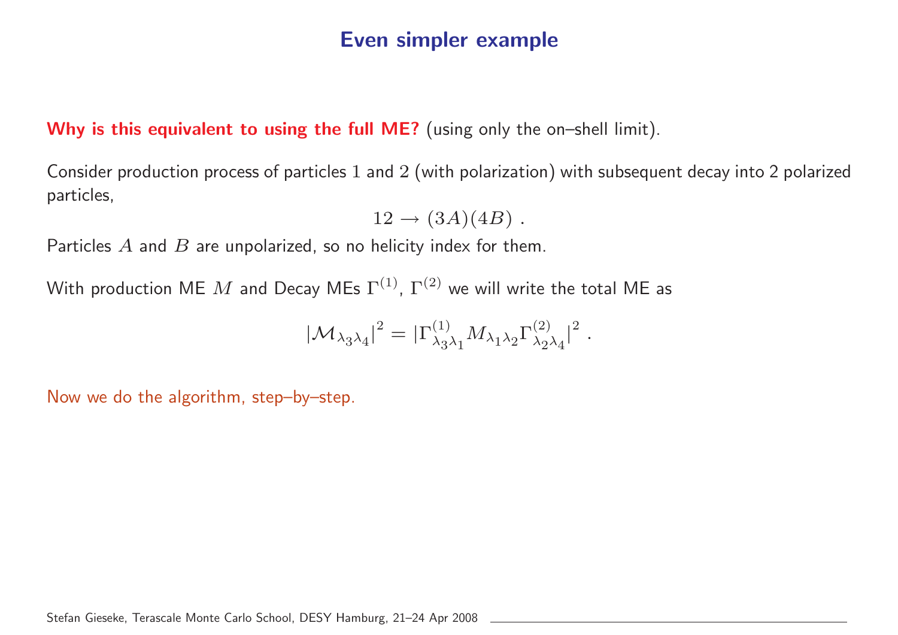# Even simpler example

**Why is this equivalent to using the full ME?** (using only the on–shell limit).

Consider production process of particles 1 and 2 (with polarization) with subsequent decay into 2 polarized particles,

$$12 \to (3A)(4B) \ .$$

Particles $A$ and $B$ are unpolarized, so no helicity index for them.

With production ME $M$ and Decay MEs $\Gamma^{(1)}$, $\Gamma^{(2)}$ we will write the total ME as

$$|\mathcal{M}_{\lambda_3\lambda_4}|^2 = |\Gamma^{(1)}_{\lambda_3\lambda_1} M_{\lambda_1\lambda_2} \Gamma^{(2)}_{\lambda_2\lambda_4}|^2 \ .$$

Now we do the algorithm, step–by–step.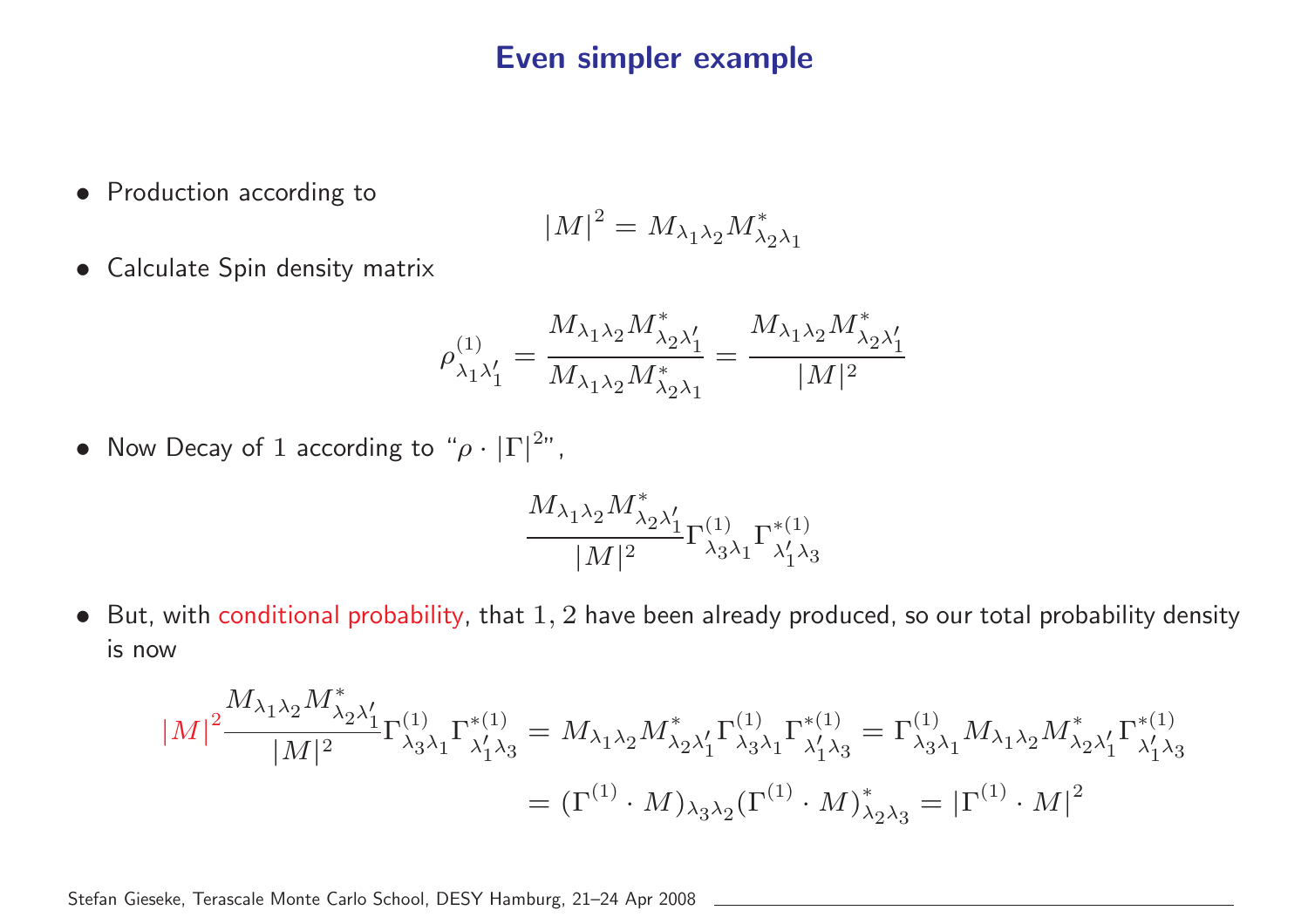# Even simpler example

- Production according to

$$|M|^2 = M_{\lambda_1\lambda_2} M^*_{\lambda_2\lambda_1}$$

- Calculate Spin density matrix

$$\rho^{(1)}_{\lambda_1\lambda_1'} = \frac{M_{\lambda_1\lambda_2} M^*_{\lambda_2\lambda_1'}}{M_{\lambda_1\lambda_2} M^*_{\lambda_2\lambda_1}} = \frac{M_{\lambda_1\lambda_2} M^*_{\lambda_2\lambda_1'}}{|M|^2}$$

- Now Decay of 1 according to "$\rho \cdot |\Gamma|^2$",

$$\frac{M_{\lambda_1\lambda_2} M^*_{\lambda_2\lambda_1'}}{|M|^2} \Gamma^{(1)}_{\lambda_3\lambda_1} \Gamma^{*(1)}_{\lambda_1'\lambda_3}$$

- But, with conditional probability, that $1, 2$ have been already produced, so our total probability density is now

$$|M|^2 \frac{M_{\lambda_1\lambda_2} M^*_{\lambda_2\lambda_1'}}{|M|^2} \Gamma^{(1)}_{\lambda_3\lambda_1} \Gamma^{*(1)}_{\lambda_1'\lambda_3} = M_{\lambda_1\lambda_2} M^*_{\lambda_2\lambda_1'} \Gamma^{(1)}_{\lambda_3\lambda_1} \Gamma^{*(1)}_{\lambda_1'\lambda_3} = \Gamma^{(1)}_{\lambda_3\lambda_1} M_{\lambda_1\lambda_2} M^*_{\lambda_2\lambda_1'} \Gamma^{*(1)}_{\lambda_1'\lambda_3}$$

$$= (\Gamma^{(1)} \cdot M)_{\lambda_3\lambda_2} (\Gamma^{(1)} \cdot M)^*_{\lambda_2\lambda_3} = |\Gamma^{(1)} \cdot M|^2$$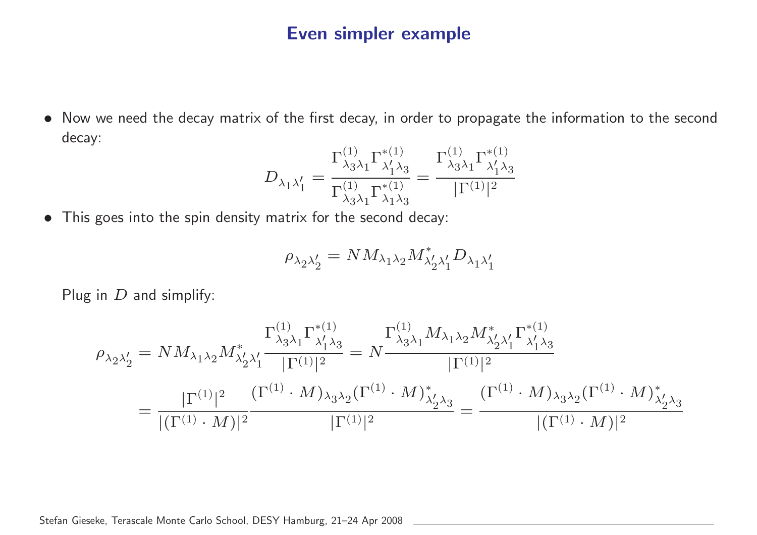# Even simpler example

- Now we need the decay matrix of the first decay, in order to propagate the information to the second decay:

$$D_{\lambda_1\lambda_1'} = \frac{\Gamma^{(1)}_{\lambda_3\lambda_1}\Gamma^{*(1)}_{\lambda_1'\lambda_3}}{\Gamma^{(1)}_{\lambda_3\lambda_1}\Gamma^{*(1)}_{\lambda_1\lambda_3}} = \frac{\Gamma^{(1)}_{\lambda_3\lambda_1}\Gamma^{*(1)}_{\lambda_1'\lambda_3}}{|\Gamma^{(1)}|^2}$$

- This goes into the spin density matrix for the second decay:

$$\rho_{\lambda_2\lambda_2'} = N M_{\lambda_1\lambda_2} M^*_{\lambda_2'\lambda_1'} D_{\lambda_1\lambda_1'}$$

Plug in $D$ and simplify:

$$\begin{aligned}
\rho_{\lambda_2\lambda_2'} &= N M_{\lambda_1\lambda_2} M^*_{\lambda_2'\lambda_1'} \frac{\Gamma^{(1)}_{\lambda_3\lambda_1}\Gamma^{*(1)}_{\lambda_1'\lambda_3}}{|\Gamma^{(1)}|^2} = N \frac{\Gamma^{(1)}_{\lambda_3\lambda_1} M_{\lambda_1\lambda_2} M^*_{\lambda_2'\lambda_1'} \Gamma^{*(1)}_{\lambda_1'\lambda_3}}{|\Gamma^{(1)}|^2} \\
&= \frac{|\Gamma^{(1)}|^2}{|(\Gamma^{(1)} \cdot M)|^2} \frac{(\Gamma^{(1)} \cdot M)_{\lambda_3\lambda_2} (\Gamma^{(1)} \cdot M)^*_{\lambda_2'\lambda_3}}{|\Gamma^{(1)}|^2} = \frac{(\Gamma^{(1)} \cdot M)_{\lambda_3\lambda_2} (\Gamma^{(1)} \cdot M)^*_{\lambda_2'\lambda_3}}{|(\Gamma^{(1)} \cdot M)|^2}
\end{aligned}$$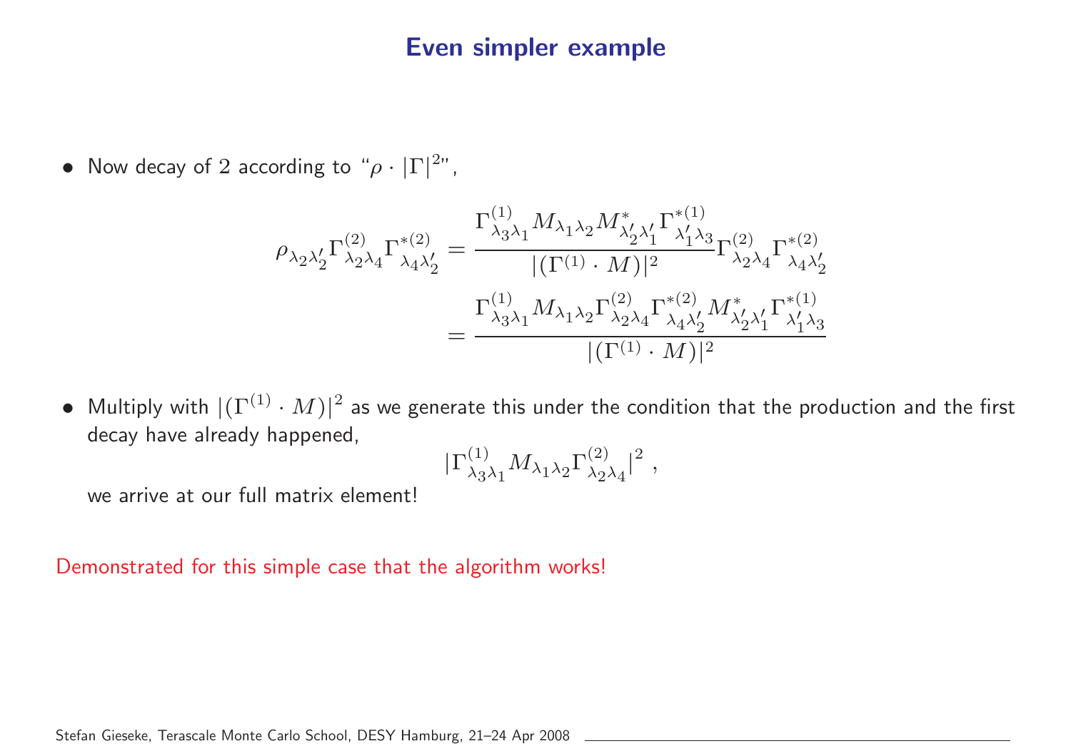# Even simpler example

- Now decay of 2 according to "$\rho \cdot |\Gamma|^2$",

$$
\begin{aligned}
\rho_{\lambda_2\lambda_2'}\Gamma^{(2)}_{\lambda_2\lambda_4}\Gamma^{*(2)}_{\lambda_4\lambda_2'} &= \frac{\Gamma^{(1)}_{\lambda_3\lambda_1}M_{\lambda_1\lambda_2}M^*_{\lambda_2'\lambda_1'}\Gamma^{*(1)}_{\lambda_1'\lambda_3}}{|(\Gamma^{(1)}\cdot M)|^2}\Gamma^{(2)}_{\lambda_2\lambda_4}\Gamma^{*(2)}_{\lambda_4\lambda_2'} \\
&= \frac{\Gamma^{(1)}_{\lambda_3\lambda_1}M_{\lambda_1\lambda_2}\Gamma^{(2)}_{\lambda_2\lambda_4}\Gamma^{*(2)}_{\lambda_4\lambda_2'}M^*_{\lambda_2'\lambda_1'}\Gamma^{*(1)}_{\lambda_1'\lambda_3}}{|(\Gamma^{(1)}\cdot M)|^2}
\end{aligned}
$$

- Multiply with $|(\Gamma^{(1)}\cdot M)|^2$ as we generate this under the condition that the production and the first decay have already happened,

$$
|\Gamma^{(1)}_{\lambda_3\lambda_1}M_{\lambda_1\lambda_2}\Gamma^{(2)}_{\lambda_2\lambda_4}|^2 \, ,
$$

we arrive at our full matrix element!

Demonstrated for this simple case that the algorithm works!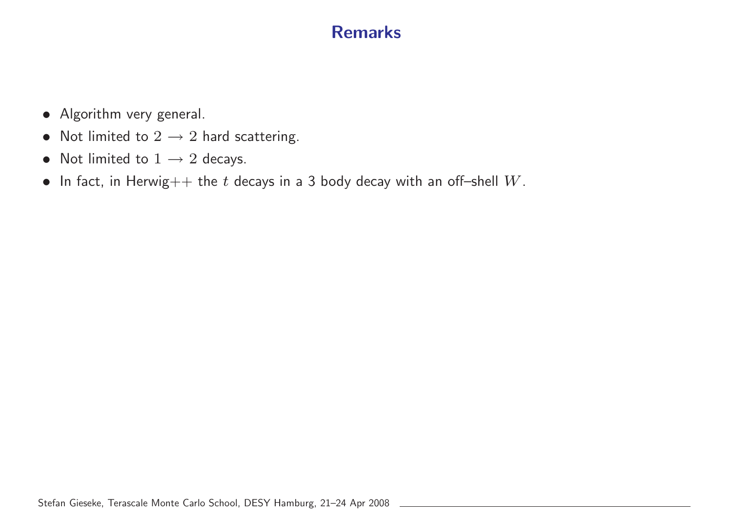# Remarks

- Algorithm very general.
- Not limited to $2 \longrightarrow 2$ hard scattering.
- Not limited to $1 \longrightarrow 2$ decays.
- In fact, in Herwig++ the $t$ decays in a 3 body decay with an off–shell $W$.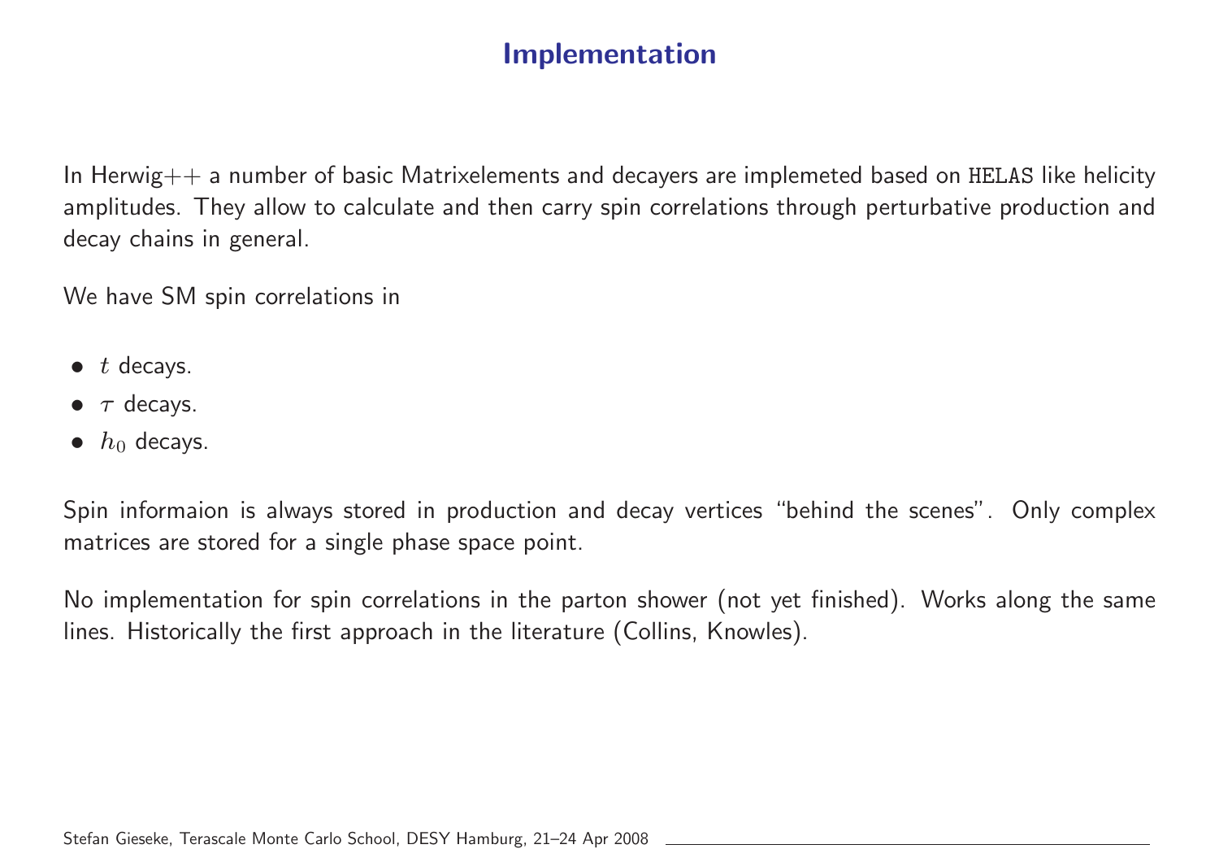# Implementation

In Herwig++ a number of basic Matrixelements and decayers are implemeted based on HELAS like helicity amplitudes. They allow to calculate and then carry spin correlations through perturbative production and decay chains in general.

We have SM spin correlations in

- $t$ decays.
- $\tau$ decays.
- $h_0$ decays.

Spin informaion is always stored in production and decay vertices "behind the scenes". Only complex matrices are stored for a single phase space point.

No implementation for spin correlations in the parton shower (not yet finished). Works along the same lines. Historically the first approach in the literature (Collins, Knowles).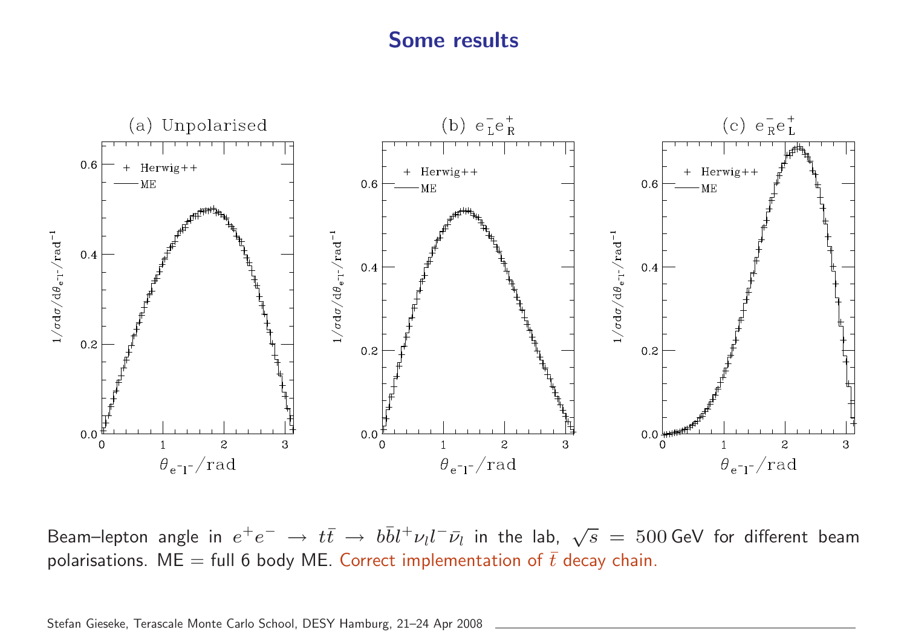# Some results

(a) Unpolarised

(b) $e^-_L e^+_R$

(c) $e^-_R e^+_L$

Beam–lepton angle in $e^+e^- \to t\bar{t} \to b\bar{b}l^+\nu_l l^-\bar{\nu}_l$ in the lab, $\sqrt{s} = 500\,\text{GeV}$ for different beam polarisations. ME = full 6 body ME. Correct implementation of $\bar{t}$ decay chain.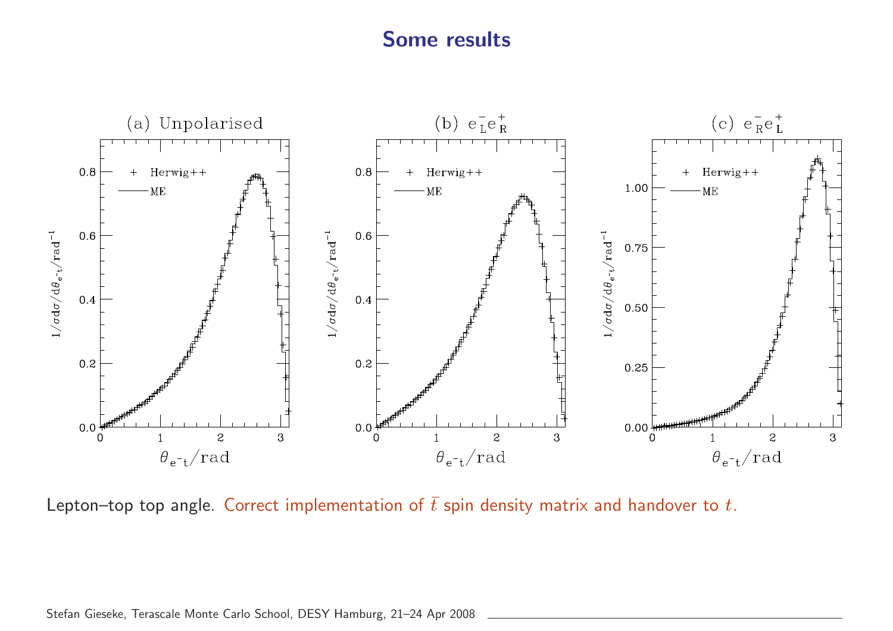# Some results

Lepton–top top angle. Correct implementation of $\bar{t}$ spin density matrix and handover to $t$.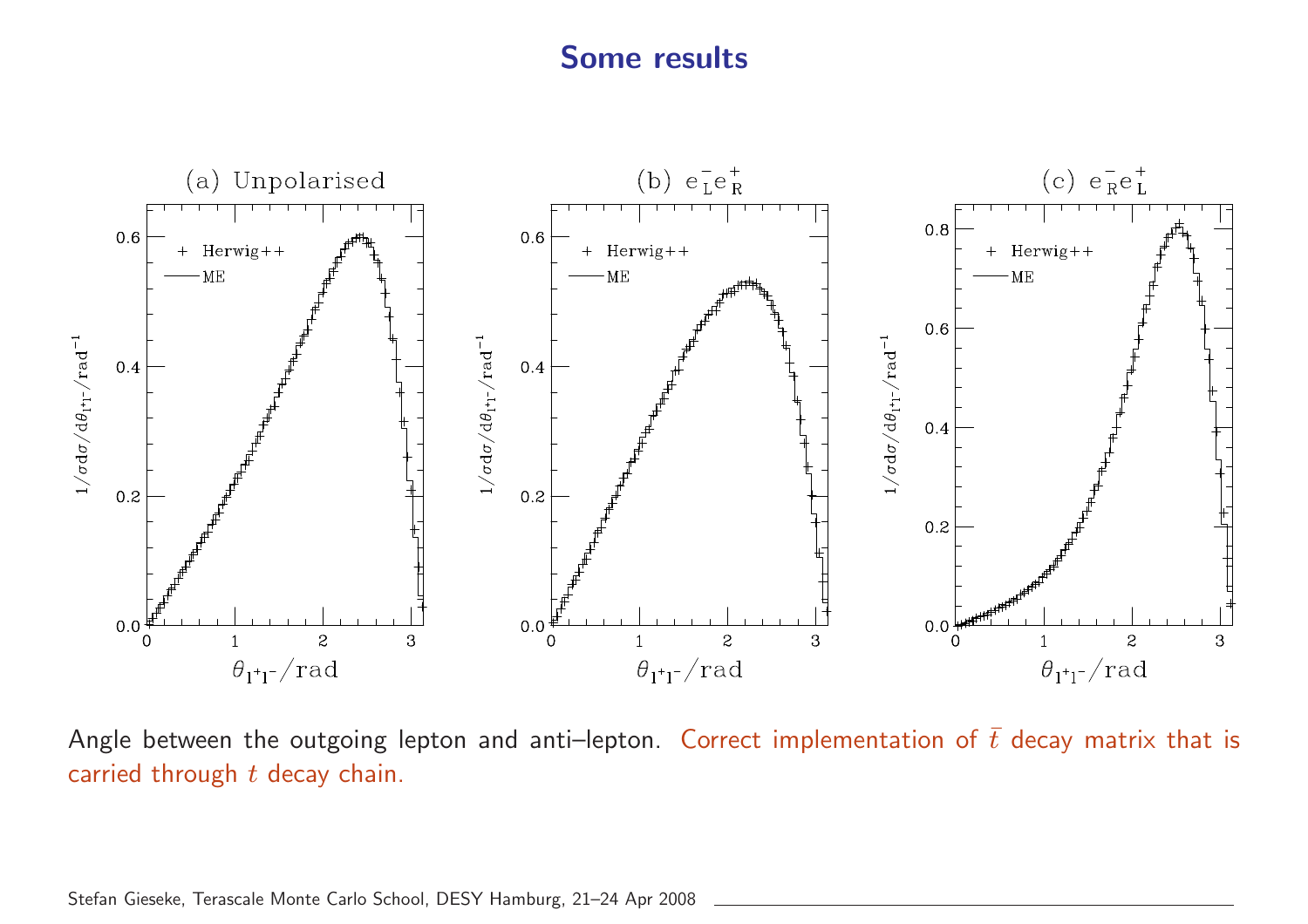# Some results

Angle between the outgoing lepton and anti–lepton. Correct implementation of $\bar{t}$ decay matrix that is carried through $t$ decay chain.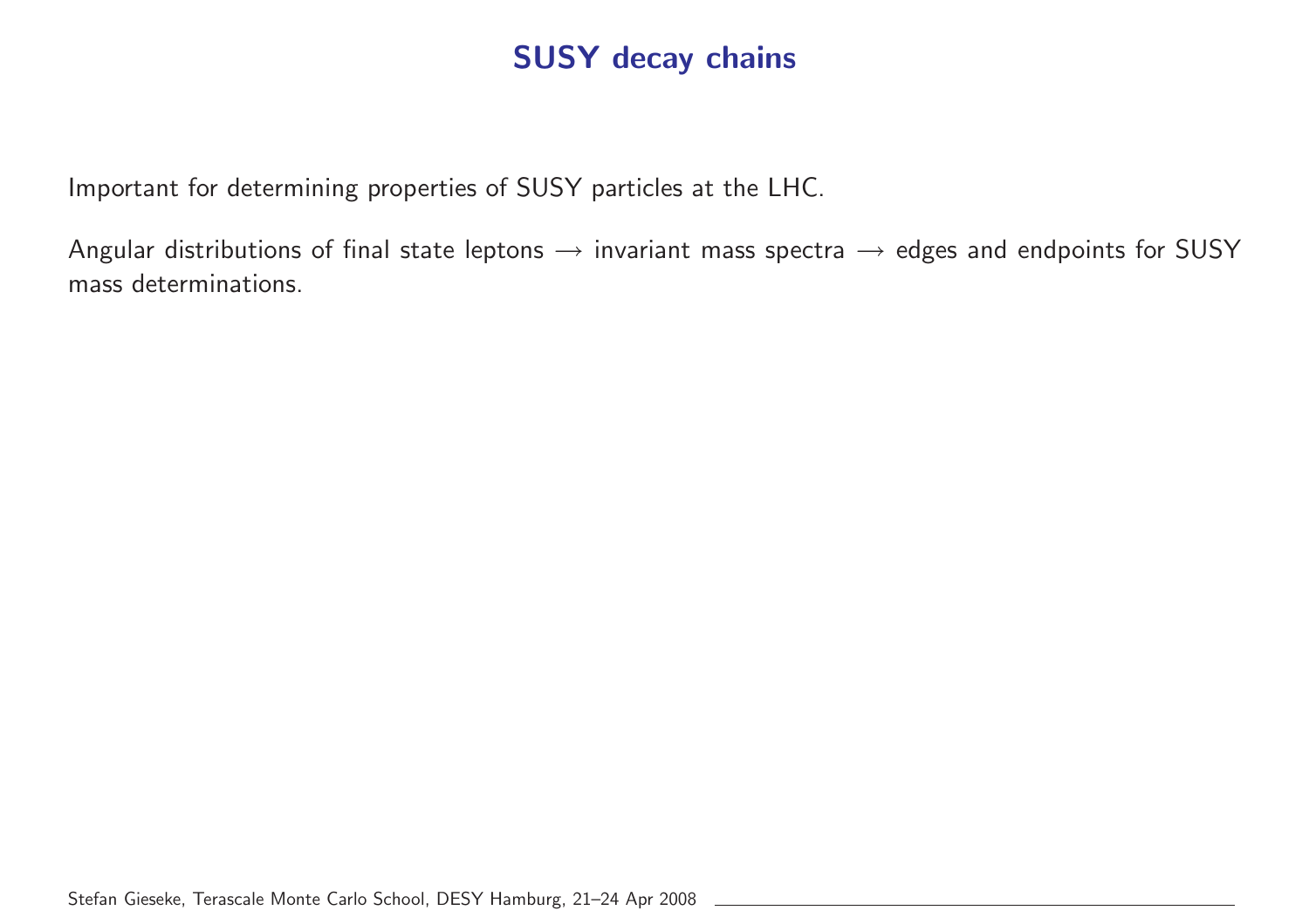# SUSY decay chains

Important for determining properties of SUSY particles at the LHC.

Angular distributions of final state leptons $\longrightarrow$ invariant mass spectra $\longrightarrow$ edges and endpoints for SUSY mass determinations.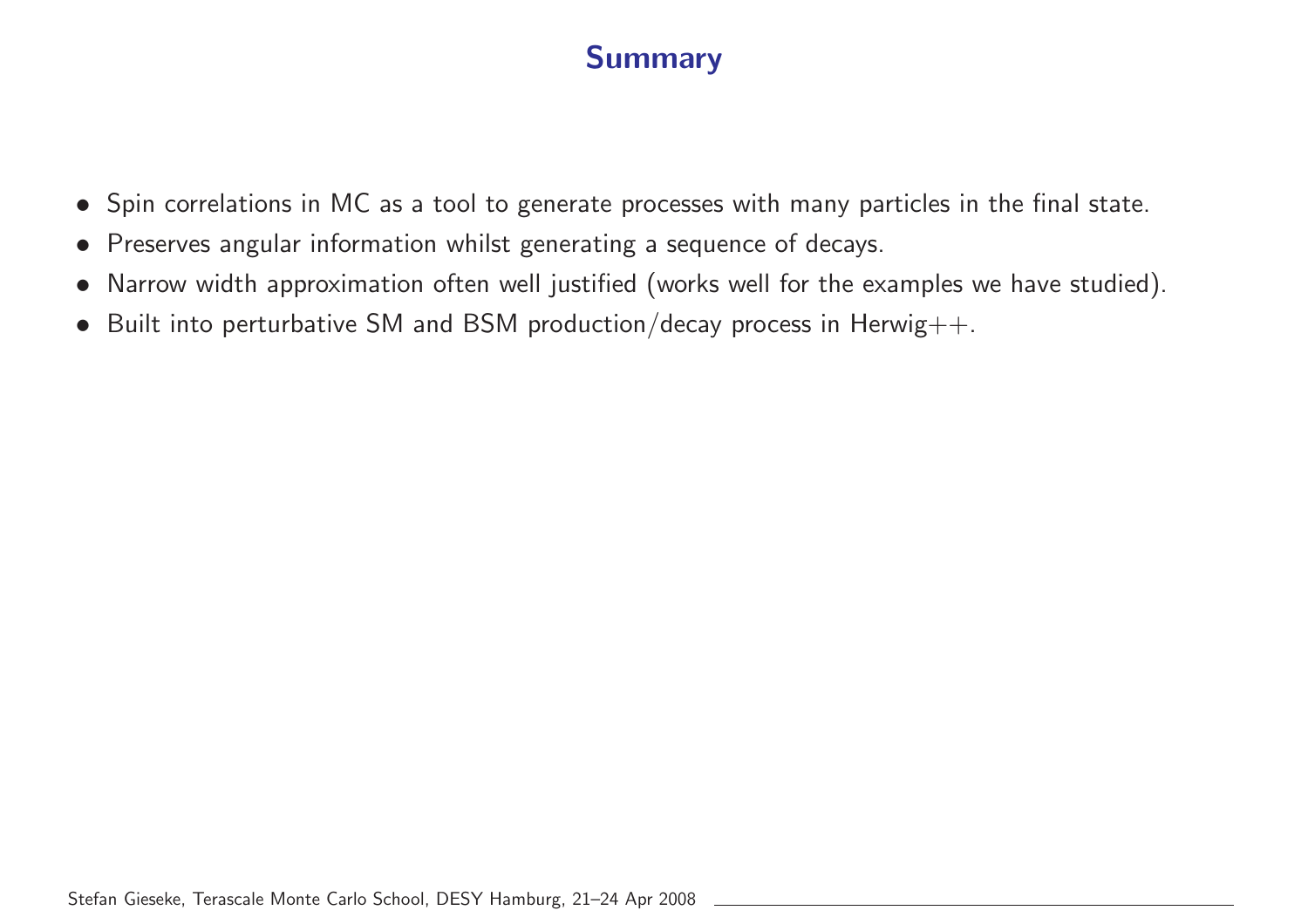# Summary

- Spin correlations in MC as a tool to generate processes with many particles in the final state.
- Preserves angular information whilst generating a sequence of decays.
- Narrow width approximation often well justified (works well for the examples we have studied).
- Built into perturbative SM and BSM production/decay process in Herwig++.